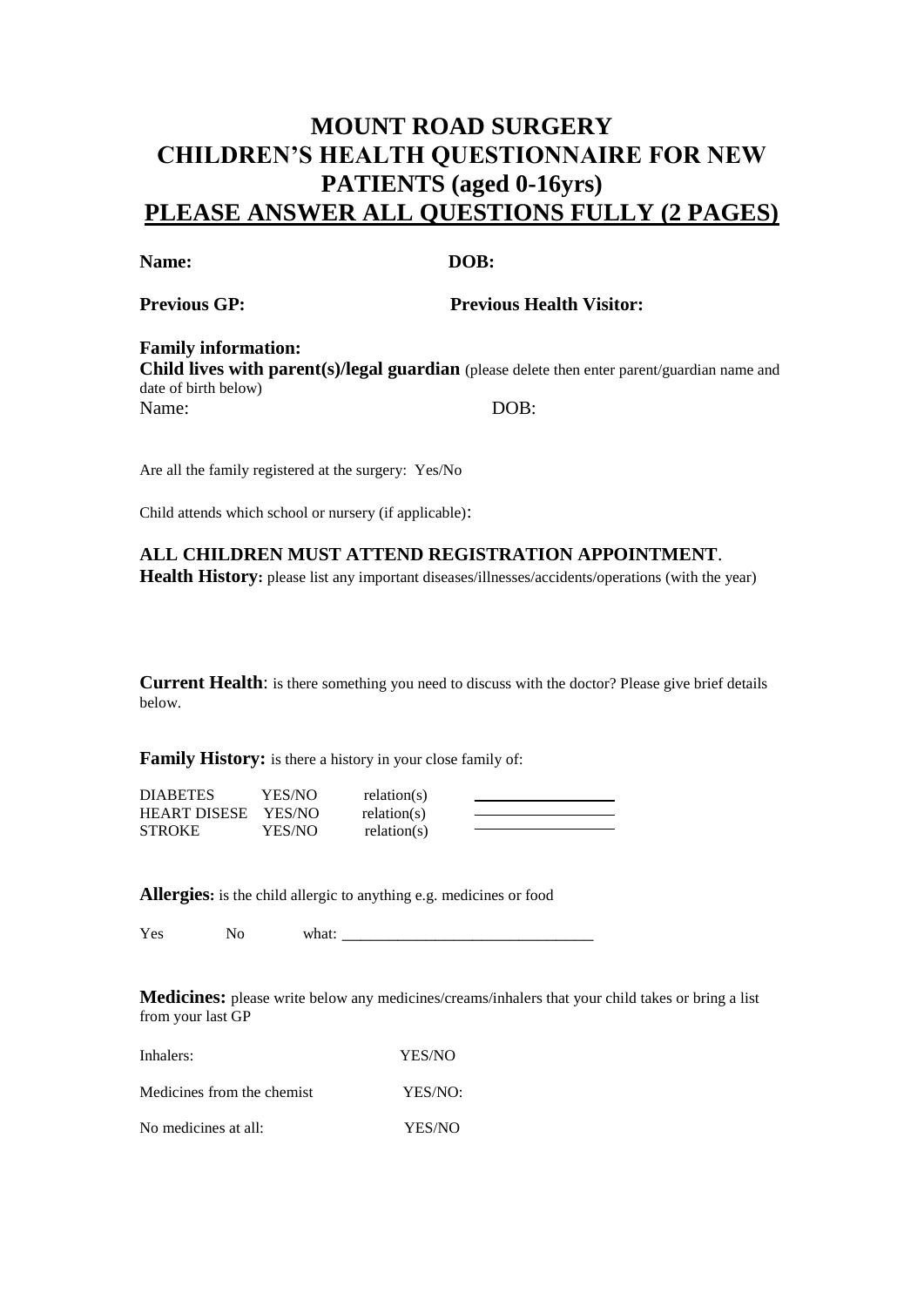# MOUNT ROAD SURGERY
# CHILDREN'S HEALTH QUESTIONNAIRE FOR NEW PATIENTS (aged 0-16yrs)
## PLEASE ANSWER ALL QUESTIONS FULLY (2 PAGES)

**Name:** **DOB:**

**Previous GP:** **Previous Health Visitor:**

**Family information:**
**Child lives with parent(s)/legal guardian** (please delete then enter parent/guardian name and date of birth below)
Name: DOB:

Are all the family registered at the surgery: Yes/No

Child attends which school or nursery (if applicable):

**ALL CHILDREN MUST ATTEND REGISTRATION APPOINTMENT**.
**Health History:** please list any important diseases/illnesses/accidents/operations (with the year)

**Current Health**: is there something you need to discuss with the doctor? Please give brief details below.

**Family History:** is there a history in your close family of:

| | | | |
|---|---|---|---|
| DIABETES | YES/NO | relation(s) | ________________ |
| HEART DISESE | YES/NO | relation(s) | ________________ |
| STROKE | YES/NO | relation(s) | ________________ |

**Allergies:** is the child allergic to anything e.g. medicines or food

Yes No what: ________________________________

**Medicines:** please write below any medicines/creams/inhalers that your child takes or bring a list from your last GP

| | |
|---|---|
| Inhalers: | YES/NO |
| Medicines from the chemist | YES/NO: |
| No medicines at all: | YES/NO |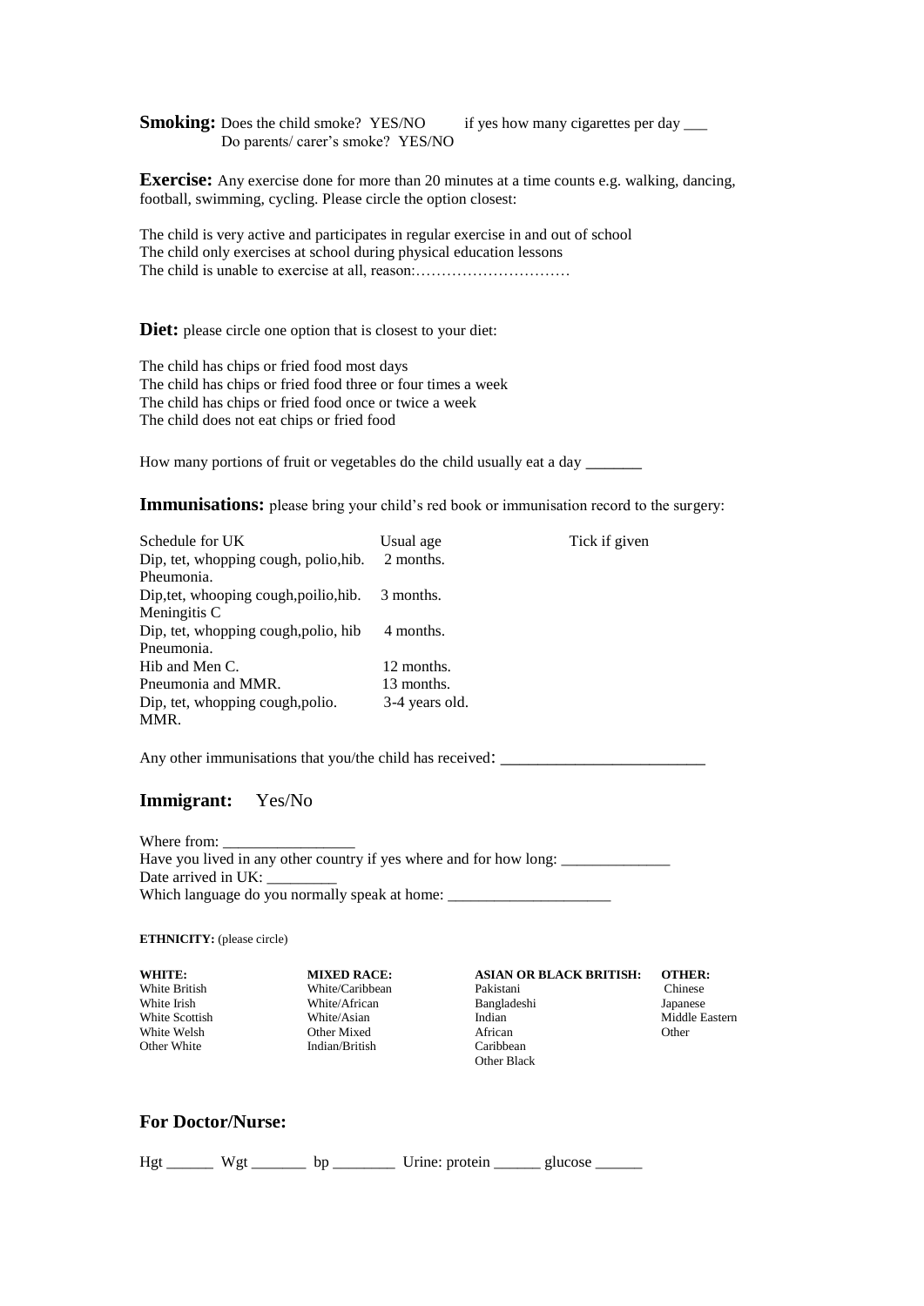**Smoking:** Does the child smoke? YES/NO if yes how many cigarettes per day ___
Do parents/ carer's smoke? YES/NO

**Exercise:** Any exercise done for more than 20 minutes at a time counts e.g. walking, dancing, football, swimming, cycling. Please circle the option closest:

The child is very active and participates in regular exercise in and out of school
The child only exercises at school during physical education lessons
The child is unable to exercise at all, reason:…………………………

**Diet:** please circle one option that is closest to your diet:

The child has chips or fried food most days
The child has chips or fried food three or four times a week
The child has chips or fried food once or twice a week
The child does not eat chips or fried food

How many portions of fruit or vegetables do the child usually eat a day _______

**Immunisations:** please bring your child's red book or immunisation record to the surgery:

| Schedule for UK | Usual age | Tick if given |
|---|---|---|
| Dip, tet, whopping cough, polio,hib. Pheumonia. | 2 months. | |
| Dip,tet, whooping cough,poilio,hib. Meningitis C | 3 months. | |
| Dip, tet, whopping cough,polio, hib Pneumonia. | 4 months. | |
| Hib and Men C. | 12 months. | |
| Pneumonia and MMR. | 13 months. | |
| Dip, tet, whopping cough,polio. MMR. | 3-4 years old. | |

Any other immunisations that you/the child has received: _________________________

**Immigrant:** Yes/No

Where from: ________________
Have you lived in any other country if yes where and for how long: ______________
Date arrived in UK: _________
Which language do you normally speak at home: ____________________

**ETHNICITY:** (please circle)

| **WHITE:** | **MIXED RACE:** | **ASIAN OR BLACK BRITISH:** | **OTHER:** |
|---|---|---|---|
| White British | White/Caribbean | Pakistani | Chinese |
| White Irish | White/African | Bangladeshi | Japanese |
| White Scottish | White/Asian | Indian | Middle Eastern |
| White Welsh | Other Mixed | African | Other |
| Other White | Indian/British | Caribbean | |
| | | Other Black | |

## For Doctor/Nurse:

Hgt ______ Wgt _______ bp ________ Urine: protein ______ glucose ______